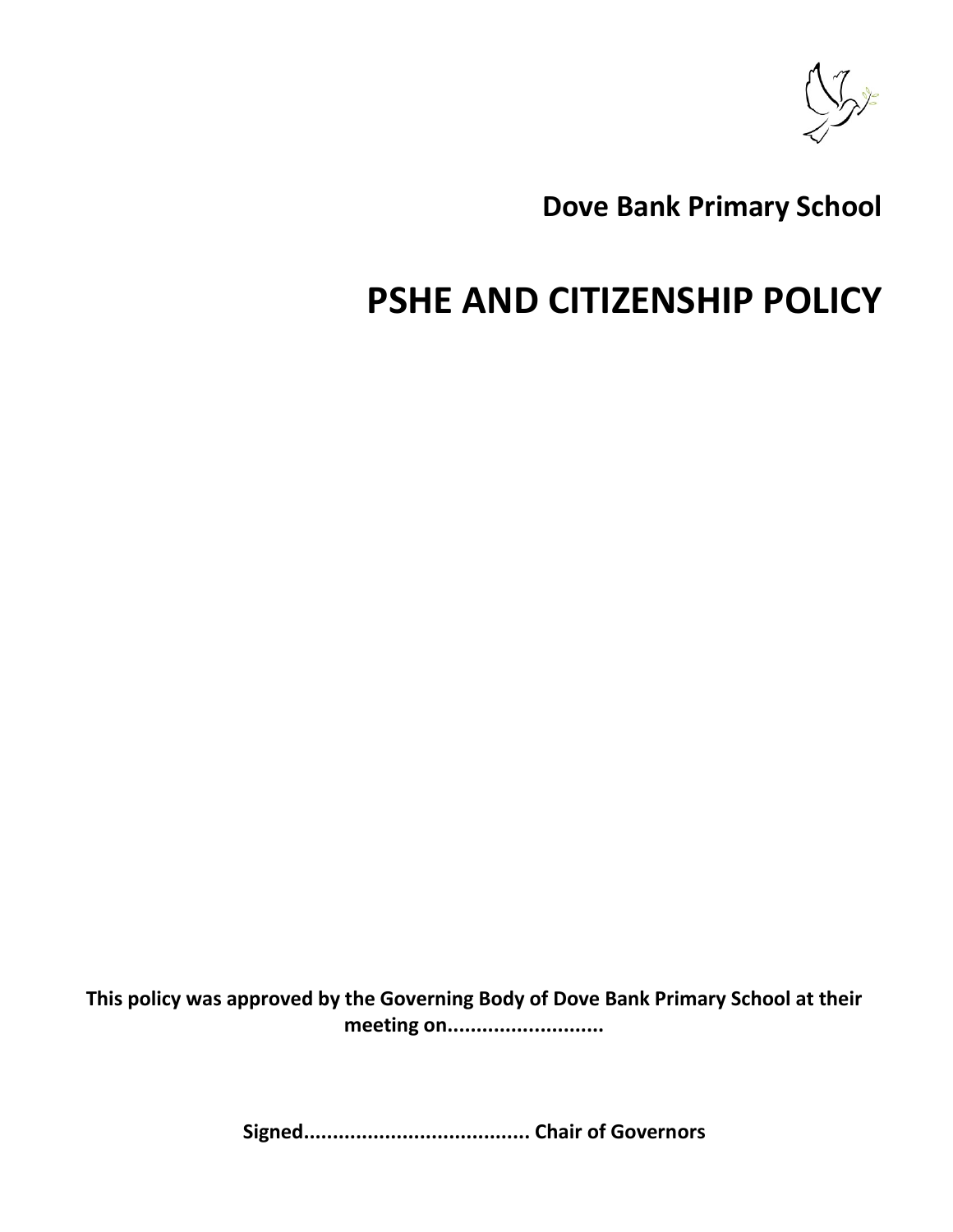**Dove Bank Primary School**

# PSHE AND CITIZENSHIP POLICY

**This policy was approved by the Governing Body of Dove Bank Primary School at their meeting on..........................**

**Signed...................................... Chair of Governors**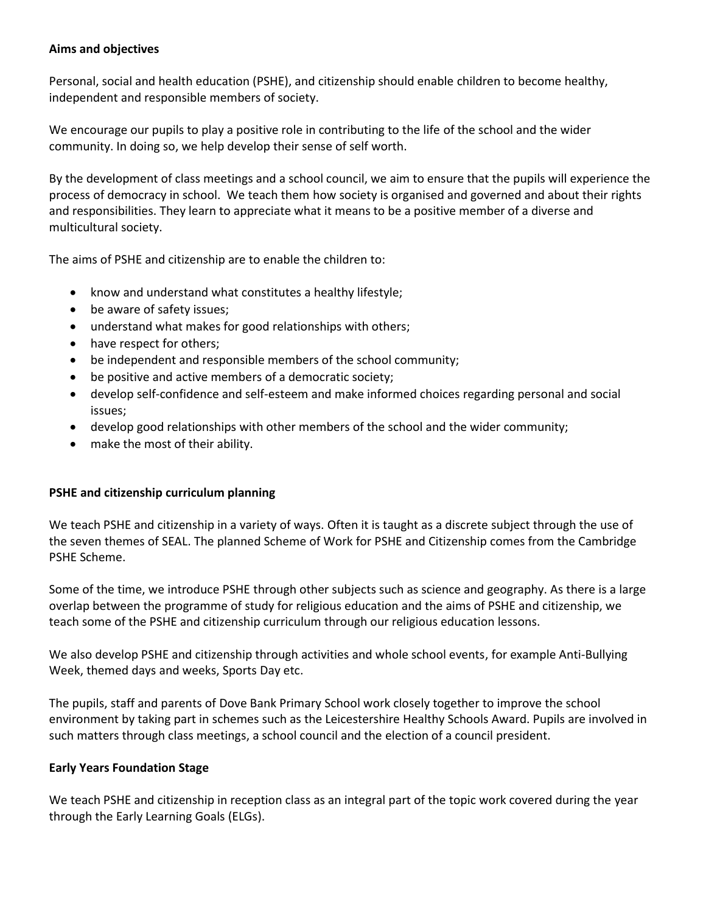**Aims and objectives**

Personal, social and health education (PSHE), and citizenship should enable children to become healthy, independent and responsible members of society.

We encourage our pupils to play a positive role in contributing to the life of the school and the wider community. In doing so, we help develop their sense of self worth.

By the development of class meetings and a school council, we aim to ensure that the pupils will experience the process of democracy in school. We teach them how society is organised and governed and about their rights and responsibilities. They learn to appreciate what it means to be a positive member of a diverse and multicultural society.

The aims of PSHE and citizenship are to enable the children to:

- know and understand what constitutes a healthy lifestyle;
- be aware of safety issues;
- understand what makes for good relationships with others;
- have respect for others;
- be independent and responsible members of the school community;
- be positive and active members of a democratic society;
- develop self-confidence and self-esteem and make informed choices regarding personal and social issues;
- develop good relationships with other members of the school and the wider community;
- make the most of their ability.

**PSHE and citizenship curriculum planning**

We teach PSHE and citizenship in a variety of ways. Often it is taught as a discrete subject through the use of the seven themes of SEAL. The planned Scheme of Work for PSHE and Citizenship comes from the Cambridge PSHE Scheme.

Some of the time, we introduce PSHE through other subjects such as science and geography. As there is a large overlap between the programme of study for religious education and the aims of PSHE and citizenship, we teach some of the PSHE and citizenship curriculum through our religious education lessons.

We also develop PSHE and citizenship through activities and whole school events, for example Anti-Bullying Week, themed days and weeks, Sports Day etc.

The pupils, staff and parents of Dove Bank Primary School work closely together to improve the school environment by taking part in schemes such as the Leicestershire Healthy Schools Award. Pupils are involved in such matters through class meetings, a school council and the election of a council president.

**Early Years Foundation Stage**

We teach PSHE and citizenship in reception class as an integral part of the topic work covered during the year through the Early Learning Goals (ELGs).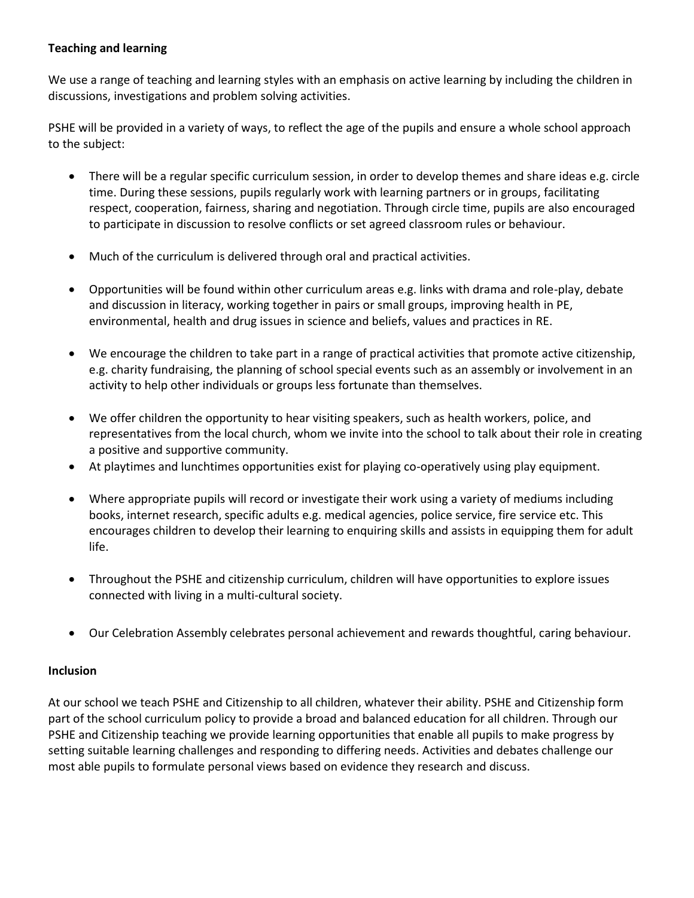**Teaching and learning**

We use a range of teaching and learning styles with an emphasis on active learning by including the children in discussions, investigations and problem solving activities.

PSHE will be provided in a variety of ways, to reflect the age of the pupils and ensure a whole school approach to the subject:

- There will be a regular specific curriculum session, in order to develop themes and share ideas e.g. circle time. During these sessions, pupils regularly work with learning partners or in groups, facilitating respect, cooperation, fairness, sharing and negotiation. Through circle time, pupils are also encouraged to participate in discussion to resolve conflicts or set agreed classroom rules or behaviour.
- Much of the curriculum is delivered through oral and practical activities.
- Opportunities will be found within other curriculum areas e.g. links with drama and role-play, debate and discussion in literacy, working together in pairs or small groups, improving health in PE, environmental, health and drug issues in science and beliefs, values and practices in RE.
- We encourage the children to take part in a range of practical activities that promote active citizenship, e.g. charity fundraising, the planning of school special events such as an assembly or involvement in an activity to help other individuals or groups less fortunate than themselves.
- We offer children the opportunity to hear visiting speakers, such as health workers, police, and representatives from the local church, whom we invite into the school to talk about their role in creating a positive and supportive community.
- At playtimes and lunchtimes opportunities exist for playing co-operatively using play equipment.
- Where appropriate pupils will record or investigate their work using a variety of mediums including books, internet research, specific adults e.g. medical agencies, police service, fire service etc. This encourages children to develop their learning to enquiring skills and assists in equipping them for adult life.
- Throughout the PSHE and citizenship curriculum, children will have opportunities to explore issues connected with living in a multi-cultural society.
- Our Celebration Assembly celebrates personal achievement and rewards thoughtful, caring behaviour.

**Inclusion**

At our school we teach PSHE and Citizenship to all children, whatever their ability. PSHE and Citizenship form part of the school curriculum policy to provide a broad and balanced education for all children. Through our PSHE and Citizenship teaching we provide learning opportunities that enable all pupils to make progress by setting suitable learning challenges and responding to differing needs. Activities and debates challenge our most able pupils to formulate personal views based on evidence they research and discuss.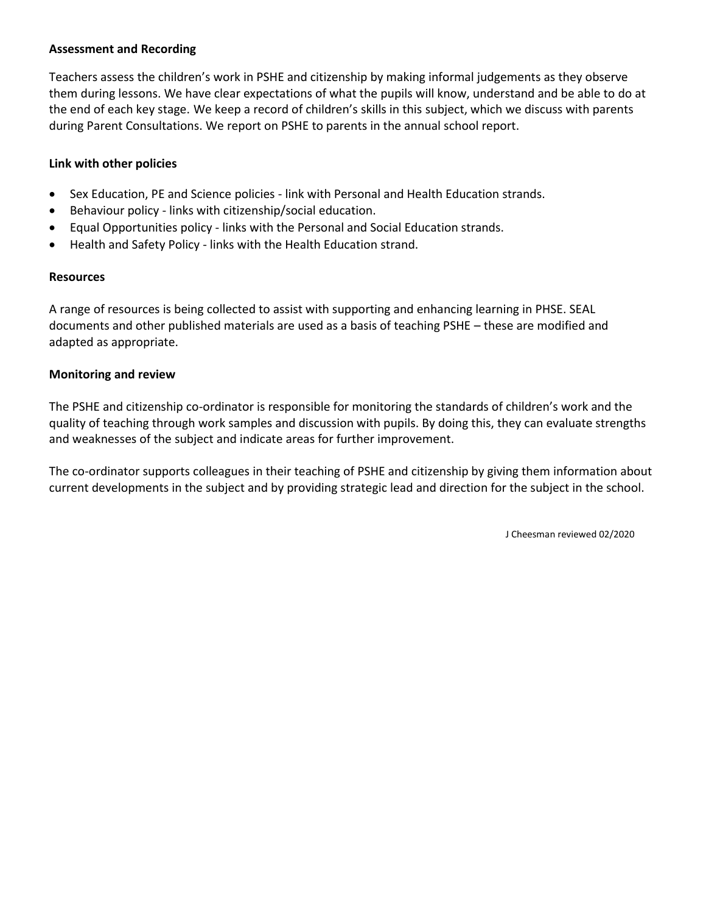**Assessment and Recording**

Teachers assess the children's work in PSHE and citizenship by making informal judgements as they observe them during lessons. We have clear expectations of what the pupils will know, understand and be able to do at the end of each key stage. We keep a record of children's skills in this subject, which we discuss with parents during Parent Consultations. We report on PSHE to parents in the annual school report.

**Link with other policies**

- Sex Education, PE and Science policies - link with Personal and Health Education strands.
- Behaviour policy - links with citizenship/social education.
- Equal Opportunities policy - links with the Personal and Social Education strands.
- Health and Safety Policy - links with the Health Education strand.

**Resources**

A range of resources is being collected to assist with supporting and enhancing learning in PHSE. SEAL documents and other published materials are used as a basis of teaching PSHE – these are modified and adapted as appropriate.

**Monitoring and review**

The PSHE and citizenship co-ordinator is responsible for monitoring the standards of children's work and the quality of teaching through work samples and discussion with pupils. By doing this, they can evaluate strengths and weaknesses of the subject and indicate areas for further improvement.

The co-ordinator supports colleagues in their teaching of PSHE and citizenship by giving them information about current developments in the subject and by providing strategic lead and direction for the subject in the school.

J Cheesman reviewed 02/2020